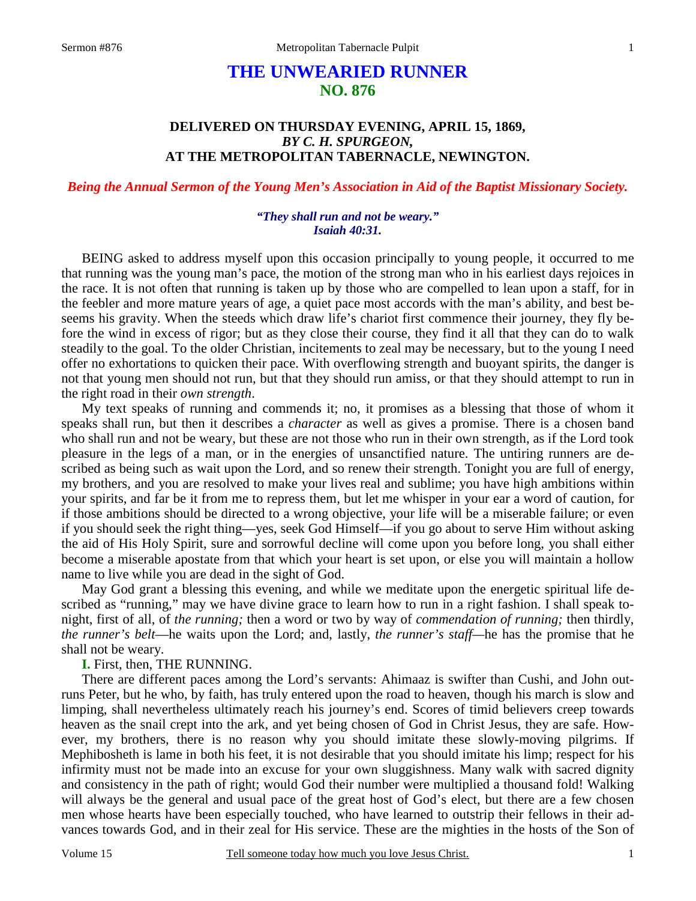# THE UNWEARIED RUNNER
## NO. 876

### DELIVERED ON THURSDAY EVENING, APRIL 15, 1869, *BY C. H. SPURGEON,* AT THE METROPOLITAN TABERNACLE, NEWINGTON.

***Being the Annual Sermon of the Young Men's Association in Aid of the Baptist Missionary Society.***

***"They shall run and not be weary." Isaiah 40:31.***

BEING asked to address myself upon this occasion principally to young people, it occurred to me that running was the young man's pace, the motion of the strong man who in his earliest days rejoices in the race. It is not often that running is taken up by those who are compelled to lean upon a staff, for in the feebler and more mature years of age, a quiet pace most accords with the man's ability, and best beseems his gravity. When the steeds which draw life's chariot first commence their journey, they fly before the wind in excess of rigor; but as they close their course, they find it all that they can do to walk steadily to the goal. To the older Christian, incitements to zeal may be necessary, but to the young I need offer no exhortations to quicken their pace. With overflowing strength and buoyant spirits, the danger is not that young men should not run, but that they should run amiss, or that they should attempt to run in the right road in their *own strength*.

My text speaks of running and commends it; no, it promises as a blessing that those of whom it speaks shall run, but then it describes a *character* as well as gives a promise. There is a chosen band who shall run and not be weary, but these are not those who run in their own strength, as if the Lord took pleasure in the legs of a man, or in the energies of unsanctified nature. The untiring runners are described as being such as wait upon the Lord, and so renew their strength. Tonight you are full of energy, my brothers, and you are resolved to make your lives real and sublime; you have high ambitions within your spirits, and far be it from me to repress them, but let me whisper in your ear a word of caution, for if those ambitions should be directed to a wrong objective, your life will be a miserable failure; or even if you should seek the right thing—yes, seek God Himself—if you go about to serve Him without asking the aid of His Holy Spirit, sure and sorrowful decline will come upon you before long, you shall either become a miserable apostate from that which your heart is set upon, or else you will maintain a hollow name to live while you are dead in the sight of God.

May God grant a blessing this evening, and while we meditate upon the energetic spiritual life described as "running," may we have divine grace to learn how to run in a right fashion. I shall speak tonight, first of all, of *the running;* then a word or two by way of *commendation of running;* then thirdly, *the runner's belt*—he waits upon the Lord; and, lastly, *the runner's staff*—he has the promise that he shall not be weary.

**I.** First, then, THE RUNNING.

There are different paces among the Lord's servants: Ahimaaz is swifter than Cushi, and John outruns Peter, but he who, by faith, has truly entered upon the road to heaven, though his march is slow and limping, shall nevertheless ultimately reach his journey's end. Scores of timid believers creep towards heaven as the snail crept into the ark, and yet being chosen of God in Christ Jesus, they are safe. However, my brothers, there is no reason why you should imitate these slowly-moving pilgrims. If Mephibosheth is lame in both his feet, it is not desirable that you should imitate his limp; respect for his infirmity must not be made into an excuse for your own sluggishness. Many walk with sacred dignity and consistency in the path of right; would God their number were multiplied a thousand fold! Walking will always be the general and usual pace of the great host of God's elect, but there are a few chosen men whose hearts have been especially touched, who have learned to outstrip their fellows in their advances towards God, and in their zeal for His service. These are the mighties in the hosts of the Son of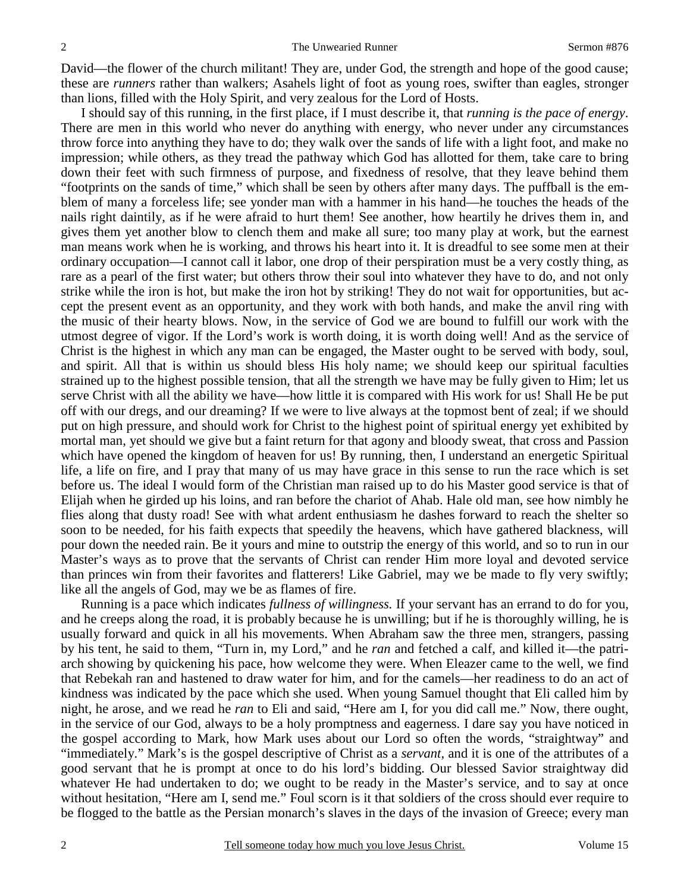David—the flower of the church militant! They are, under God, the strength and hope of the good cause; these are *runners* rather than walkers; Asahels light of foot as young roes, swifter than eagles, stronger than lions, filled with the Holy Spirit, and very zealous for the Lord of Hosts.

I should say of this running, in the first place, if I must describe it, that *running is the pace of energy*. There are men in this world who never do anything with energy, who never under any circumstances throw force into anything they have to do; they walk over the sands of life with a light foot, and make no impression; while others, as they tread the pathway which God has allotted for them, take care to bring down their feet with such firmness of purpose, and fixedness of resolve, that they leave behind them "footprints on the sands of time," which shall be seen by others after many days. The puffball is the emblem of many a forceless life; see yonder man with a hammer in his hand—he touches the heads of the nails right daintily, as if he were afraid to hurt them! See another, how heartily he drives them in, and gives them yet another blow to clench them and make all sure; too many play at work, but the earnest man means work when he is working, and throws his heart into it. It is dreadful to see some men at their ordinary occupation—I cannot call it labor, one drop of their perspiration must be a very costly thing, as rare as a pearl of the first water; but others throw their soul into whatever they have to do, and not only strike while the iron is hot, but make the iron hot by striking! They do not wait for opportunities, but accept the present event as an opportunity, and they work with both hands, and make the anvil ring with the music of their hearty blows. Now, in the service of God we are bound to fulfill our work with the utmost degree of vigor. If the Lord's work is worth doing, it is worth doing well! And as the service of Christ is the highest in which any man can be engaged, the Master ought to be served with body, soul, and spirit. All that is within us should bless His holy name; we should keep our spiritual faculties strained up to the highest possible tension, that all the strength we have may be fully given to Him; let us serve Christ with all the ability we have—how little it is compared with His work for us! Shall He be put off with our dregs, and our dreaming? If we were to live always at the topmost bent of zeal; if we should put on high pressure, and should work for Christ to the highest point of spiritual energy yet exhibited by mortal man, yet should we give but a faint return for that agony and bloody sweat, that cross and Passion which have opened the kingdom of heaven for us! By running, then, I understand an energetic Spiritual life, a life on fire, and I pray that many of us may have grace in this sense to run the race which is set before us. The ideal I would form of the Christian man raised up to do his Master good service is that of Elijah when he girded up his loins, and ran before the chariot of Ahab. Hale old man, see how nimbly he flies along that dusty road! See with what ardent enthusiasm he dashes forward to reach the shelter so soon to be needed, for his faith expects that speedily the heavens, which have gathered blackness, will pour down the needed rain. Be it yours and mine to outstrip the energy of this world, and so to run in our Master's ways as to prove that the servants of Christ can render Him more loyal and devoted service than princes win from their favorites and flatterers! Like Gabriel, may we be made to fly very swiftly; like all the angels of God, may we be as flames of fire.

Running is a pace which indicates *fullness of willingness.* If your servant has an errand to do for you, and he creeps along the road, it is probably because he is unwilling; but if he is thoroughly willing, he is usually forward and quick in all his movements. When Abraham saw the three men, strangers, passing by his tent, he said to them, "Turn in, my Lord," and he *ran* and fetched a calf, and killed it—the patriarch showing by quickening his pace, how welcome they were. When Eleazer came to the well, we find that Rebekah ran and hastened to draw water for him, and for the camels—her readiness to do an act of kindness was indicated by the pace which she used. When young Samuel thought that Eli called him by night, he arose, and we read he *ran* to Eli and said, "Here am I, for you did call me." Now, there ought, in the service of our God, always to be a holy promptness and eagerness. I dare say you have noticed in the gospel according to Mark, how Mark uses about our Lord so often the words, "straightway" and "immediately." Mark's is the gospel descriptive of Christ as a *servant*, and it is one of the attributes of a good servant that he is prompt at once to do his lord's bidding. Our blessed Savior straightway did whatever He had undertaken to do; we ought to be ready in the Master's service, and to say at once without hesitation, "Here am I, send me." Foul scorn is it that soldiers of the cross should ever require to be flogged to the battle as the Persian monarch's slaves in the days of the invasion of Greece; every man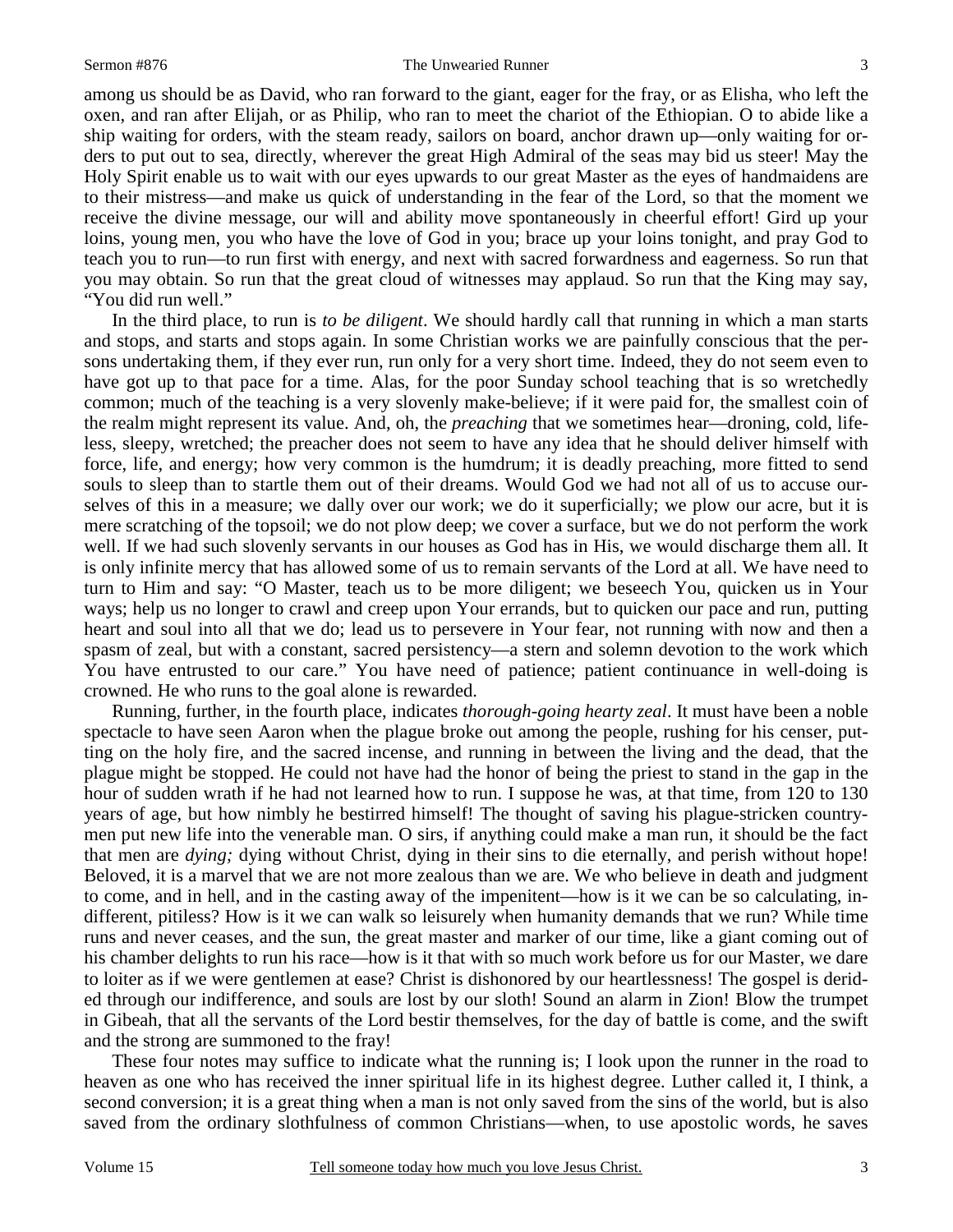among us should be as David, who ran forward to the giant, eager for the fray, or as Elisha, who left the oxen, and ran after Elijah, or as Philip, who ran to meet the chariot of the Ethiopian. O to abide like a ship waiting for orders, with the steam ready, sailors on board, anchor drawn up—only waiting for orders to put out to sea, directly, wherever the great High Admiral of the seas may bid us steer! May the Holy Spirit enable us to wait with our eyes upwards to our great Master as the eyes of handmaidens are to their mistress—and make us quick of understanding in the fear of the Lord, so that the moment we receive the divine message, our will and ability move spontaneously in cheerful effort! Gird up your loins, young men, you who have the love of God in you; brace up your loins tonight, and pray God to teach you to run—to run first with energy, and next with sacred forwardness and eagerness. So run that you may obtain. So run that the great cloud of witnesses may applaud. So run that the King may say, "You did run well."

In the third place, to run is *to be diligent*. We should hardly call that running in which a man starts and stops, and starts and stops again. In some Christian works we are painfully conscious that the persons undertaking them, if they ever run, run only for a very short time. Indeed, they do not seem even to have got up to that pace for a time. Alas, for the poor Sunday school teaching that is so wretchedly common; much of the teaching is a very slovenly make-believe; if it were paid for, the smallest coin of the realm might represent its value. And, oh, the *preaching* that we sometimes hear—droning, cold, lifeless, sleepy, wretched; the preacher does not seem to have any idea that he should deliver himself with force, life, and energy; how very common is the humdrum; it is deadly preaching, more fitted to send souls to sleep than to startle them out of their dreams. Would God we had not all of us to accuse ourselves of this in a measure; we dally over our work; we do it superficially; we plow our acre, but it is mere scratching of the topsoil; we do not plow deep; we cover a surface, but we do not perform the work well. If we had such slovenly servants in our houses as God has in His, we would discharge them all. It is only infinite mercy that has allowed some of us to remain servants of the Lord at all. We have need to turn to Him and say: "O Master, teach us to be more diligent; we beseech You, quicken us in Your ways; help us no longer to crawl and creep upon Your errands, but to quicken our pace and run, putting heart and soul into all that we do; lead us to persevere in Your fear, not running with now and then a spasm of zeal, but with a constant, sacred persistency—a stern and solemn devotion to the work which You have entrusted to our care." You have need of patience; patient continuance in well-doing is crowned. He who runs to the goal alone is rewarded.

Running, further, in the fourth place, indicates *thorough-going hearty zeal*. It must have been a noble spectacle to have seen Aaron when the plague broke out among the people, rushing for his censer, putting on the holy fire, and the sacred incense, and running in between the living and the dead, that the plague might be stopped. He could not have had the honor of being the priest to stand in the gap in the hour of sudden wrath if he had not learned how to run. I suppose he was, at that time, from 120 to 130 years of age, but how nimbly he bestirred himself! The thought of saving his plague-stricken countrymen put new life into the venerable man. O sirs, if anything could make a man run, it should be the fact that men are *dying;* dying without Christ, dying in their sins to die eternally, and perish without hope! Beloved, it is a marvel that we are not more zealous than we are. We who believe in death and judgment to come, and in hell, and in the casting away of the impenitent—how is it we can be so calculating, indifferent, pitiless? How is it we can walk so leisurely when humanity demands that we run? While time runs and never ceases, and the sun, the great master and marker of our time, like a giant coming out of his chamber delights to run his race—how is it that with so much work before us for our Master, we dare to loiter as if we were gentlemen at ease? Christ is dishonored by our heartlessness! The gospel is derided through our indifference, and souls are lost by our sloth! Sound an alarm in Zion! Blow the trumpet in Gibeah, that all the servants of the Lord bestir themselves, for the day of battle is come, and the swift and the strong are summoned to the fray!

These four notes may suffice to indicate what the running is; I look upon the runner in the road to heaven as one who has received the inner spiritual life in its highest degree. Luther called it, I think, a second conversion; it is a great thing when a man is not only saved from the sins of the world, but is also saved from the ordinary slothfulness of common Christians—when, to use apostolic words, he saves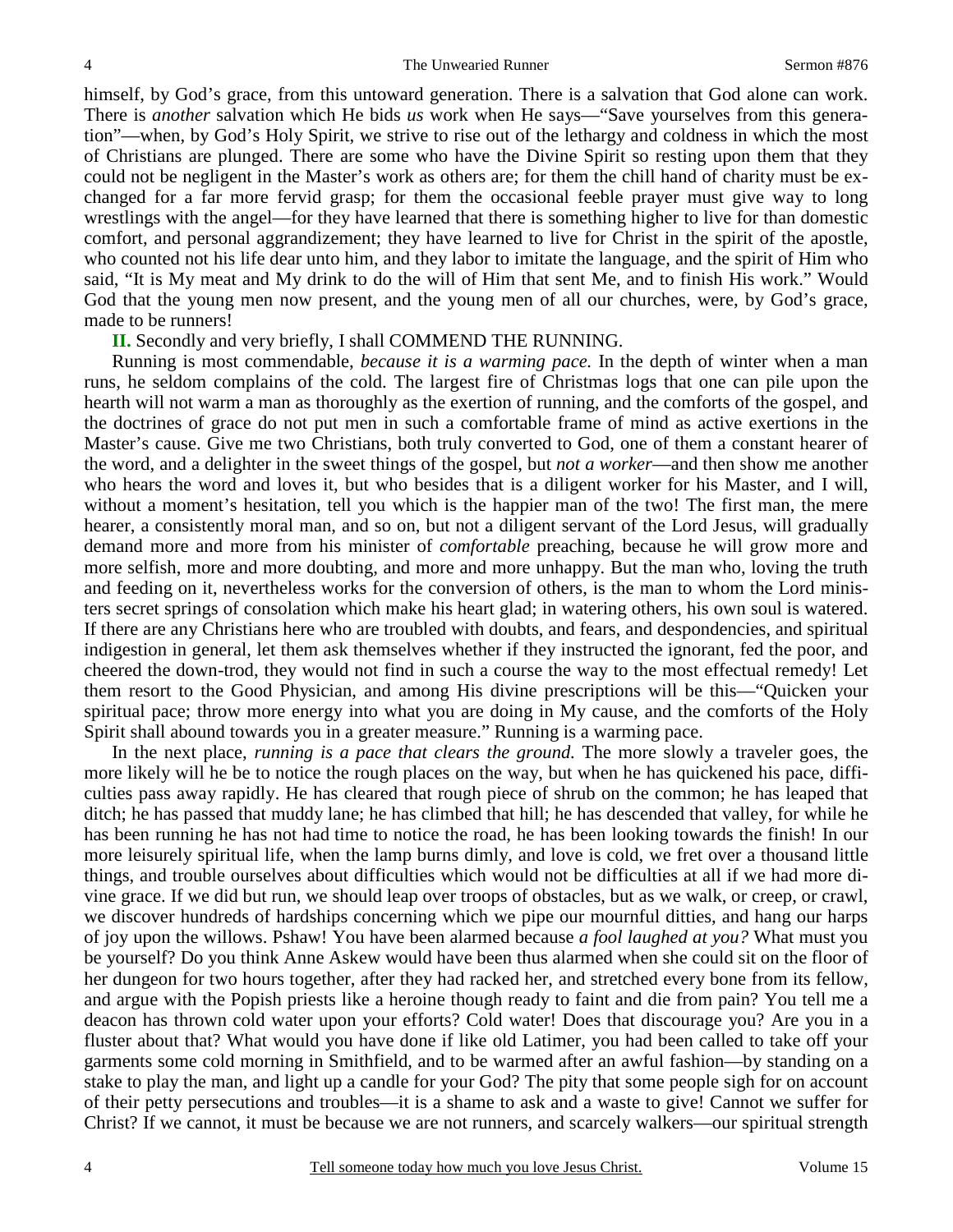himself, by God's grace, from this untoward generation. There is a salvation that God alone can work. There is *another* salvation which He bids *us* work when He says—"Save yourselves from this generation"—when, by God's Holy Spirit, we strive to rise out of the lethargy and coldness in which the most of Christians are plunged. There are some who have the Divine Spirit so resting upon them that they could not be negligent in the Master's work as others are; for them the chill hand of charity must be exchanged for a far more fervid grasp; for them the occasional feeble prayer must give way to long wrestlings with the angel—for they have learned that there is something higher to live for than domestic comfort, and personal aggrandizement; they have learned to live for Christ in the spirit of the apostle, who counted not his life dear unto him, and they labor to imitate the language, and the spirit of Him who said, "It is My meat and My drink to do the will of Him that sent Me, and to finish His work." Would God that the young men now present, and the young men of all our churches, were, by God's grace, made to be runners!

**II.** Secondly and very briefly, I shall COMMEND THE RUNNING.

Running is most commendable, *because it is a warming pace.* In the depth of winter when a man runs, he seldom complains of the cold. The largest fire of Christmas logs that one can pile upon the hearth will not warm a man as thoroughly as the exertion of running, and the comforts of the gospel, and the doctrines of grace do not put men in such a comfortable frame of mind as active exertions in the Master's cause. Give me two Christians, both truly converted to God, one of them a constant hearer of the word, and a delighter in the sweet things of the gospel, but *not a worker*—and then show me another who hears the word and loves it, but who besides that is a diligent worker for his Master, and I will, without a moment's hesitation, tell you which is the happier man of the two! The first man, the mere hearer, a consistently moral man, and so on, but not a diligent servant of the Lord Jesus, will gradually demand more and more from his minister of *comfortable* preaching, because he will grow more and more selfish, more and more doubting, and more and more unhappy. But the man who, loving the truth and feeding on it, nevertheless works for the conversion of others, is the man to whom the Lord ministers secret springs of consolation which make his heart glad; in watering others, his own soul is watered. If there are any Christians here who are troubled with doubts, and fears, and despondencies, and spiritual indigestion in general, let them ask themselves whether if they instructed the ignorant, fed the poor, and cheered the down-trod, they would not find in such a course the way to the most effectual remedy! Let them resort to the Good Physician, and among His divine prescriptions will be this—"Quicken your spiritual pace; throw more energy into what you are doing in My cause, and the comforts of the Holy Spirit shall abound towards you in a greater measure." Running is a warming pace.

In the next place, *running is a pace that clears the ground.* The more slowly a traveler goes, the more likely will he be to notice the rough places on the way, but when he has quickened his pace, difficulties pass away rapidly. He has cleared that rough piece of shrub on the common; he has leaped that ditch; he has passed that muddy lane; he has climbed that hill; he has descended that valley, for while he has been running he has not had time to notice the road, he has been looking towards the finish! In our more leisurely spiritual life, when the lamp burns dimly, and love is cold, we fret over a thousand little things, and trouble ourselves about difficulties which would not be difficulties at all if we had more divine grace. If we did but run, we should leap over troops of obstacles, but as we walk, or creep, or crawl, we discover hundreds of hardships concerning which we pipe our mournful ditties, and hang our harps of joy upon the willows. Pshaw! You have been alarmed because *a fool laughed at you?* What must you be yourself? Do you think Anne Askew would have been thus alarmed when she could sit on the floor of her dungeon for two hours together, after they had racked her, and stretched every bone from its fellow, and argue with the Popish priests like a heroine though ready to faint and die from pain? You tell me a deacon has thrown cold water upon your efforts? Cold water! Does that discourage you? Are you in a fluster about that? What would you have done if like old Latimer, you had been called to take off your garments some cold morning in Smithfield, and to be warmed after an awful fashion—by standing on a stake to play the man, and light up a candle for your God? The pity that some people sigh for on account of their petty persecutions and troubles—it is a shame to ask and a waste to give! Cannot we suffer for Christ? If we cannot, it must be because we are not runners, and scarcely walkers—our spiritual strength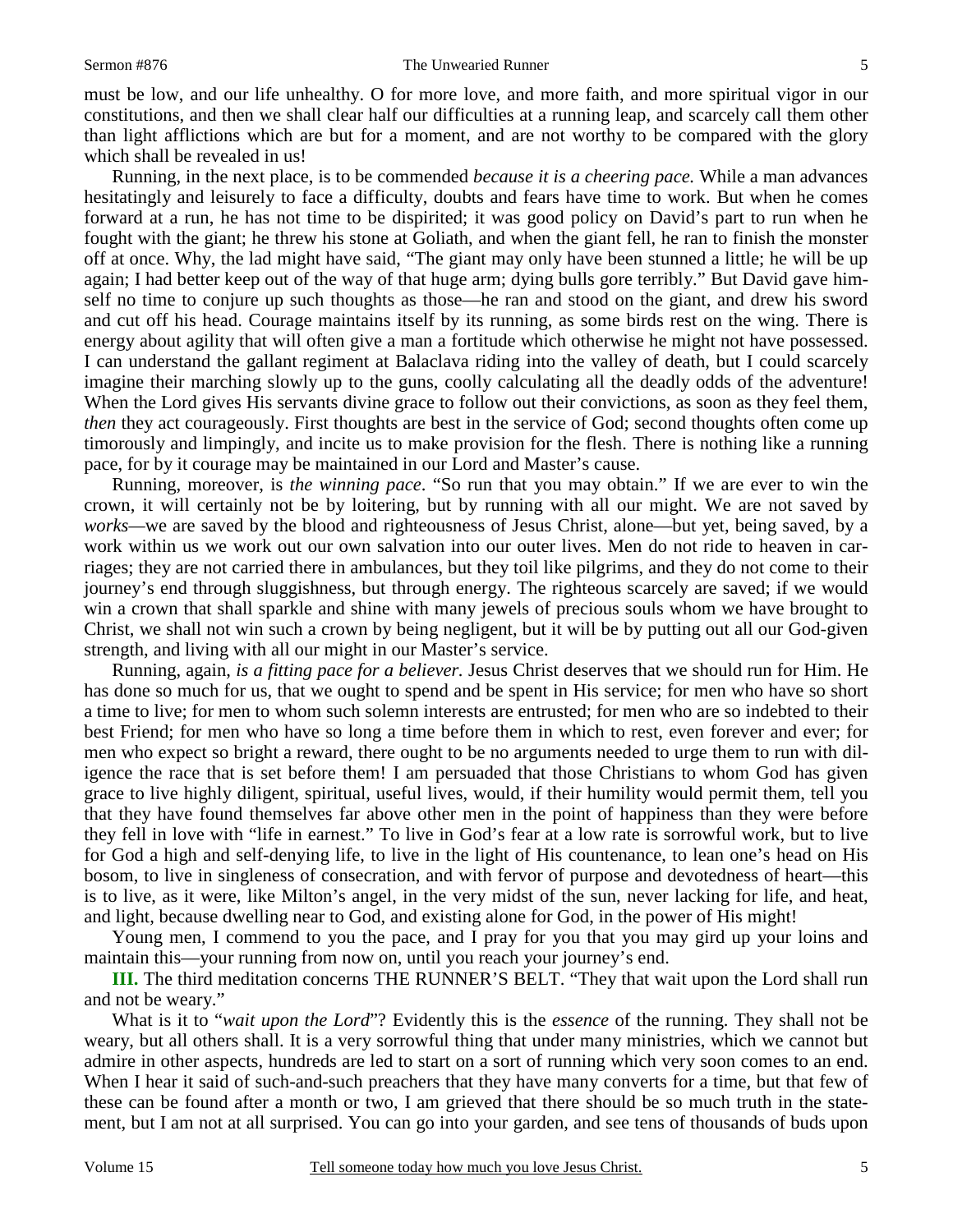must be low, and our life unhealthy. O for more love, and more faith, and more spiritual vigor in our constitutions, and then we shall clear half our difficulties at a running leap, and scarcely call them other than light afflictions which are but for a moment, and are not worthy to be compared with the glory which shall be revealed in us!

Running, in the next place, is to be commended *because it is a cheering pace.* While a man advances hesitatingly and leisurely to face a difficulty, doubts and fears have time to work. But when he comes forward at a run, he has not time to be dispirited; it was good policy on David's part to run when he fought with the giant; he threw his stone at Goliath, and when the giant fell, he ran to finish the monster off at once. Why, the lad might have said, "The giant may only have been stunned a little; he will be up again; I had better keep out of the way of that huge arm; dying bulls gore terribly." But David gave himself no time to conjure up such thoughts as those—he ran and stood on the giant, and drew his sword and cut off his head. Courage maintains itself by its running, as some birds rest on the wing. There is energy about agility that will often give a man a fortitude which otherwise he might not have possessed. I can understand the gallant regiment at Balaclava riding into the valley of death, but I could scarcely imagine their marching slowly up to the guns, coolly calculating all the deadly odds of the adventure! When the Lord gives His servants divine grace to follow out their convictions, as soon as they feel them, *then* they act courageously. First thoughts are best in the service of God; second thoughts often come up timorously and limpingly, and incite us to make provision for the flesh. There is nothing like a running pace, for by it courage may be maintained in our Lord and Master's cause.

Running, moreover, is *the winning pace*. "So run that you may obtain." If we are ever to win the crown, it will certainly not be by loitering, but by running with all our might. We are not saved by *works*—we are saved by the blood and righteousness of Jesus Christ, alone—but yet, being saved, by a work within us we work out our own salvation into our outer lives. Men do not ride to heaven in carriages; they are not carried there in ambulances, but they toil like pilgrims, and they do not come to their journey's end through sluggishness, but through energy. The righteous scarcely are saved; if we would win a crown that shall sparkle and shine with many jewels of precious souls whom we have brought to Christ, we shall not win such a crown by being negligent, but it will be by putting out all our God-given strength, and living with all our might in our Master's service.

Running, again, *is a fitting pace for a believer.* Jesus Christ deserves that we should run for Him. He has done so much for us, that we ought to spend and be spent in His service; for men who have so short a time to live; for men to whom such solemn interests are entrusted; for men who are so indebted to their best Friend; for men who have so long a time before them in which to rest, even forever and ever; for men who expect so bright a reward, there ought to be no arguments needed to urge them to run with diligence the race that is set before them! I am persuaded that those Christians to whom God has given grace to live highly diligent, spiritual, useful lives, would, if their humility would permit them, tell you that they have found themselves far above other men in the point of happiness than they were before they fell in love with "life in earnest." To live in God's fear at a low rate is sorrowful work, but to live for God a high and self-denying life, to live in the light of His countenance, to lean one's head on His bosom, to live in singleness of consecration, and with fervor of purpose and devotedness of heart—this is to live, as it were, like Milton's angel, in the very midst of the sun, never lacking for life, and heat, and light, because dwelling near to God, and existing alone for God, in the power of His might!

Young men, I commend to you the pace, and I pray for you that you may gird up your loins and maintain this—your running from now on, until you reach your journey's end.

**III.** The third meditation concerns THE RUNNER'S BELT. "They that wait upon the Lord shall run and not be weary."

What is it to "*wait upon the Lord*"? Evidently this is the *essence* of the running. They shall not be weary, but all others shall. It is a very sorrowful thing that under many ministries, which we cannot but admire in other aspects, hundreds are led to start on a sort of running which very soon comes to an end. When I hear it said of such-and-such preachers that they have many converts for a time, but that few of these can be found after a month or two, I am grieved that there should be so much truth in the statement, but I am not at all surprised. You can go into your garden, and see tens of thousands of buds upon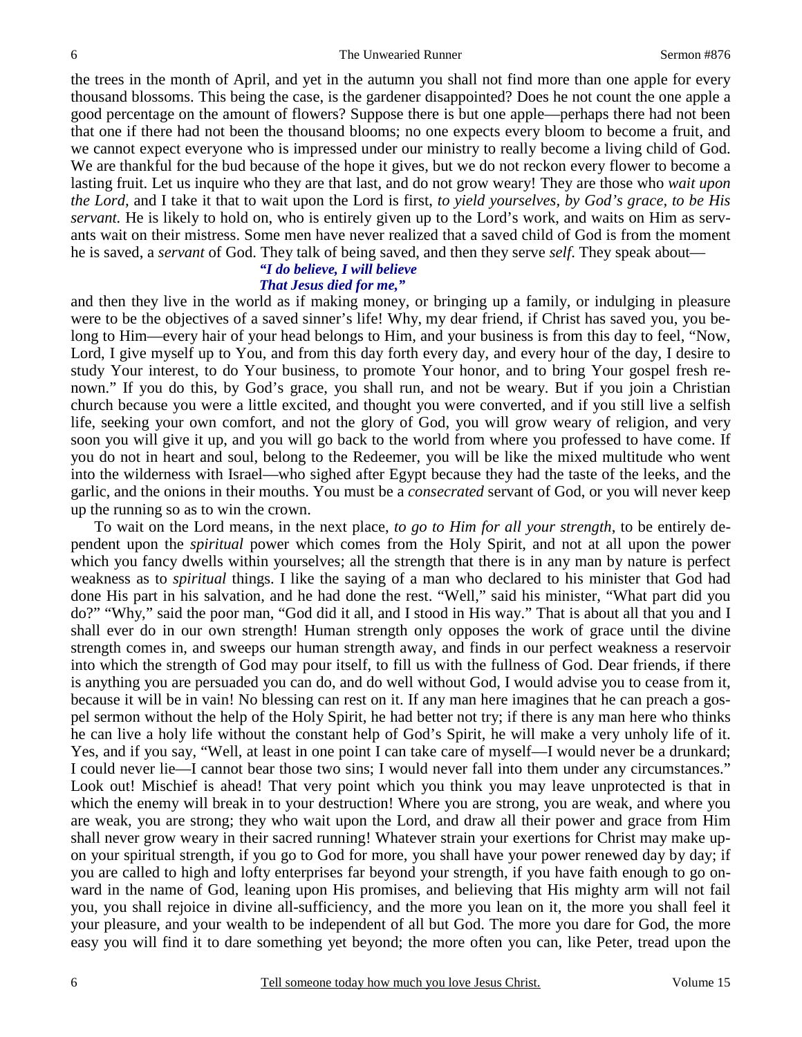the trees in the month of April, and yet in the autumn you shall not find more than one apple for every thousand blossoms. This being the case, is the gardener disappointed? Does he not count the one apple a good percentage on the amount of flowers? Suppose there is but one apple—perhaps there had not been that one if there had not been the thousand blooms; no one expects every bloom to become a fruit, and we cannot expect everyone who is impressed under our ministry to really become a living child of God. We are thankful for the bud because of the hope it gives, but we do not reckon every flower to become a lasting fruit. Let us inquire who they are that last, and do not grow weary! They are those who *wait upon the Lord,* and I take it that to wait upon the Lord is first, *to yield yourselves, by God's grace, to be His servant.* He is likely to hold on, who is entirely given up to the Lord's work, and waits on Him as servants wait on their mistress. Some men have never realized that a saved child of God is from the moment he is saved, a *servant* of God. They talk of being saved, and then they serve *self.* They speak about—

*"I do believe, I will believe*
*That Jesus died for me,"*

and then they live in the world as if making money, or bringing up a family, or indulging in pleasure were to be the objectives of a saved sinner's life! Why, my dear friend, if Christ has saved you, you belong to Him—every hair of your head belongs to Him, and your business is from this day to feel, "Now, Lord, I give myself up to You, and from this day forth every day, and every hour of the day, I desire to study Your interest, to do Your business, to promote Your honor, and to bring Your gospel fresh renown." If you do this, by God's grace, you shall run, and not be weary. But if you join a Christian church because you were a little excited, and thought you were converted, and if you still live a selfish life, seeking your own comfort, and not the glory of God, you will grow weary of religion, and very soon you will give it up, and you will go back to the world from where you professed to have come. If you do not in heart and soul, belong to the Redeemer, you will be like the mixed multitude who went into the wilderness with Israel—who sighed after Egypt because they had the taste of the leeks, and the garlic, and the onions in their mouths. You must be a *consecrated* servant of God, or you will never keep up the running so as to win the crown.

To wait on the Lord means, in the next place, *to go to Him for all your strength*, to be entirely dependent upon the *spiritual* power which comes from the Holy Spirit, and not at all upon the power which you fancy dwells within yourselves; all the strength that there is in any man by nature is perfect weakness as to *spiritual* things. I like the saying of a man who declared to his minister that God had done His part in his salvation, and he had done the rest. "Well," said his minister, "What part did you do?" "Why," said the poor man, "God did it all, and I stood in His way." That is about all that you and I shall ever do in our own strength! Human strength only opposes the work of grace until the divine strength comes in, and sweeps our human strength away, and finds in our perfect weakness a reservoir into which the strength of God may pour itself, to fill us with the fullness of God. Dear friends, if there is anything you are persuaded you can do, and do well without God, I would advise you to cease from it, because it will be in vain! No blessing can rest on it. If any man here imagines that he can preach a gospel sermon without the help of the Holy Spirit, he had better not try; if there is any man here who thinks he can live a holy life without the constant help of God's Spirit, he will make a very unholy life of it. Yes, and if you say, "Well, at least in one point I can take care of myself—I would never be a drunkard; I could never lie—I cannot bear those two sins; I would never fall into them under any circumstances." Look out! Mischief is ahead! That very point which you think you may leave unprotected is that in which the enemy will break in to your destruction! Where you are strong, you are weak, and where you are weak, you are strong; they who wait upon the Lord, and draw all their power and grace from Him shall never grow weary in their sacred running! Whatever strain your exertions for Christ may make upon your spiritual strength, if you go to God for more, you shall have your power renewed day by day; if you are called to high and lofty enterprises far beyond your strength, if you have faith enough to go onward in the name of God, leaning upon His promises, and believing that His mighty arm will not fail you, you shall rejoice in divine all-sufficiency, and the more you lean on it, the more you shall feel it your pleasure, and your wealth to be independent of all but God. The more you dare for God, the more easy you will find it to dare something yet beyond; the more often you can, like Peter, tread upon the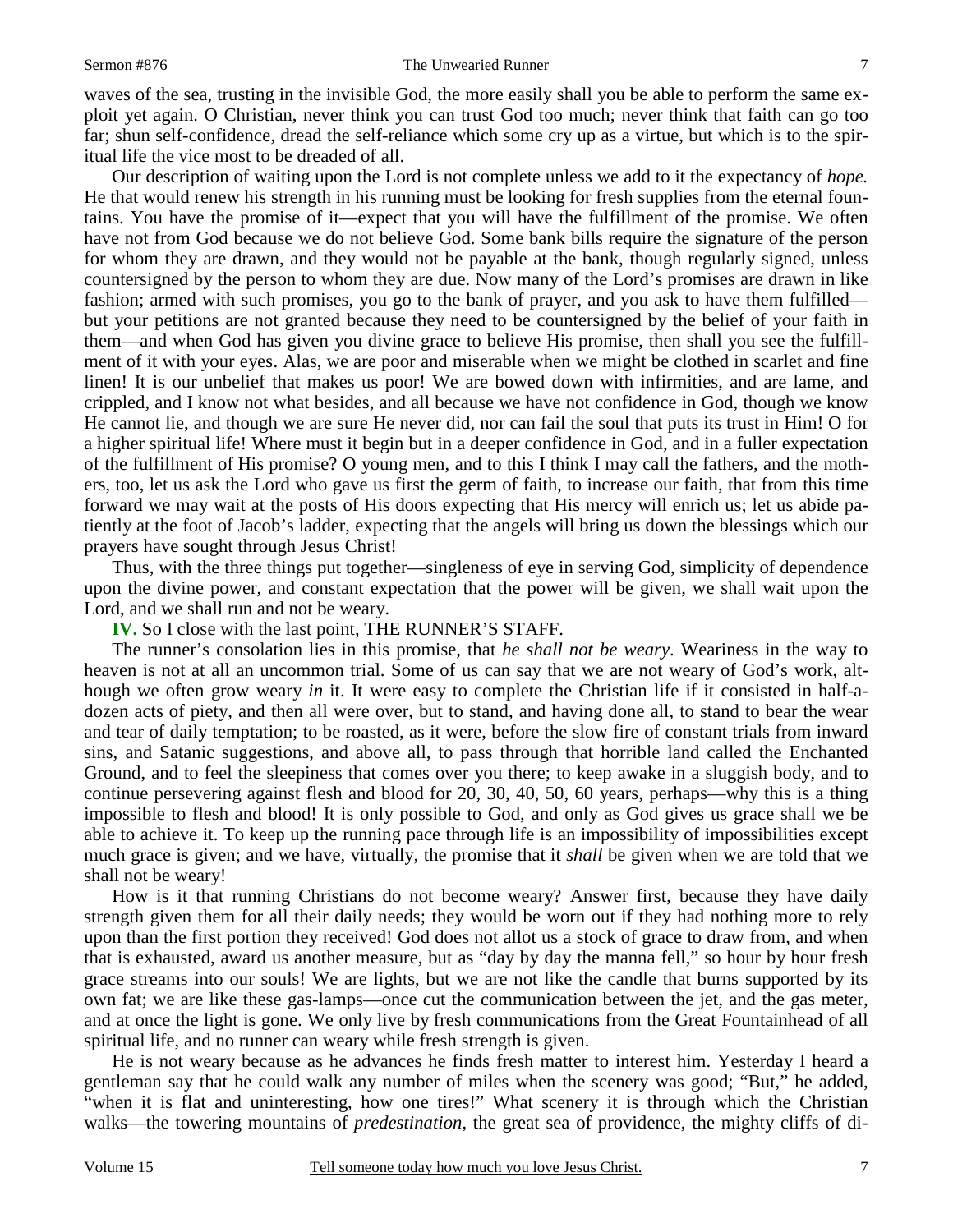waves of the sea, trusting in the invisible God, the more easily shall you be able to perform the same exploit yet again. O Christian, never think you can trust God too much; never think that faith can go too far; shun self-confidence, dread the self-reliance which some cry up as a virtue, but which is to the spiritual life the vice most to be dreaded of all.

Our description of waiting upon the Lord is not complete unless we add to it the expectancy of *hope.* He that would renew his strength in his running must be looking for fresh supplies from the eternal fountains. You have the promise of it—expect that you will have the fulfillment of the promise. We often have not from God because we do not believe God. Some bank bills require the signature of the person for whom they are drawn, and they would not be payable at the bank, though regularly signed, unless countersigned by the person to whom they are due. Now many of the Lord's promises are drawn in like fashion; armed with such promises, you go to the bank of prayer, and you ask to have them fulfilled—but your petitions are not granted because they need to be countersigned by the belief of your faith in them—and when God has given you divine grace to believe His promise, then shall you see the fulfillment of it with your eyes. Alas, we are poor and miserable when we might be clothed in scarlet and fine linen! It is our unbelief that makes us poor! We are bowed down with infirmities, and are lame, and crippled, and I know not what besides, and all because we have not confidence in God, though we know He cannot lie, and though we are sure He never did, nor can fail the soul that puts its trust in Him! O for a higher spiritual life! Where must it begin but in a deeper confidence in God, and in a fuller expectation of the fulfillment of His promise? O young men, and to this I think I may call the fathers, and the mothers, too, let us ask the Lord who gave us first the germ of faith, to increase our faith, that from this time forward we may wait at the posts of His doors expecting that His mercy will enrich us; let us abide patiently at the foot of Jacob's ladder, expecting that the angels will bring us down the blessings which our prayers have sought through Jesus Christ!

Thus, with the three things put together—singleness of eye in serving God, simplicity of dependence upon the divine power, and constant expectation that the power will be given, we shall wait upon the Lord, and we shall run and not be weary.

**IV.** So I close with the last point, THE RUNNER'S STAFF.

The runner's consolation lies in this promise, that *he shall not be weary*. Weariness in the way to heaven is not at all an uncommon trial. Some of us can say that we are not weary of God's work, although we often grow weary *in* it. It were easy to complete the Christian life if it consisted in half-a-dozen acts of piety, and then all were over, but to stand, and having done all, to stand to bear the wear and tear of daily temptation; to be roasted, as it were, before the slow fire of constant trials from inward sins, and Satanic suggestions, and above all, to pass through that horrible land called the Enchanted Ground, and to feel the sleepiness that comes over you there; to keep awake in a sluggish body, and to continue persevering against flesh and blood for 20, 30, 40, 50, 60 years, perhaps—why this is a thing impossible to flesh and blood! It is only possible to God, and only as God gives us grace shall we be able to achieve it. To keep up the running pace through life is an impossibility of impossibilities except much grace is given; and we have, virtually, the promise that it *shall* be given when we are told that we shall not be weary!

How is it that running Christians do not become weary? Answer first, because they have daily strength given them for all their daily needs; they would be worn out if they had nothing more to rely upon than the first portion they received! God does not allot us a stock of grace to draw from, and when that is exhausted, award us another measure, but as "day by day the manna fell," so hour by hour fresh grace streams into our souls! We are lights, but we are not like the candle that burns supported by its own fat; we are like these gas-lamps—once cut the communication between the jet, and the gas meter, and at once the light is gone. We only live by fresh communications from the Great Fountainhead of all spiritual life, and no runner can weary while fresh strength is given.

He is not weary because as he advances he finds fresh matter to interest him. Yesterday I heard a gentleman say that he could walk any number of miles when the scenery was good; "But," he added, "when it is flat and uninteresting, how one tires!" What scenery it is through which the Christian walks—the towering mountains of *predestination*, the great sea of providence, the mighty cliffs of di-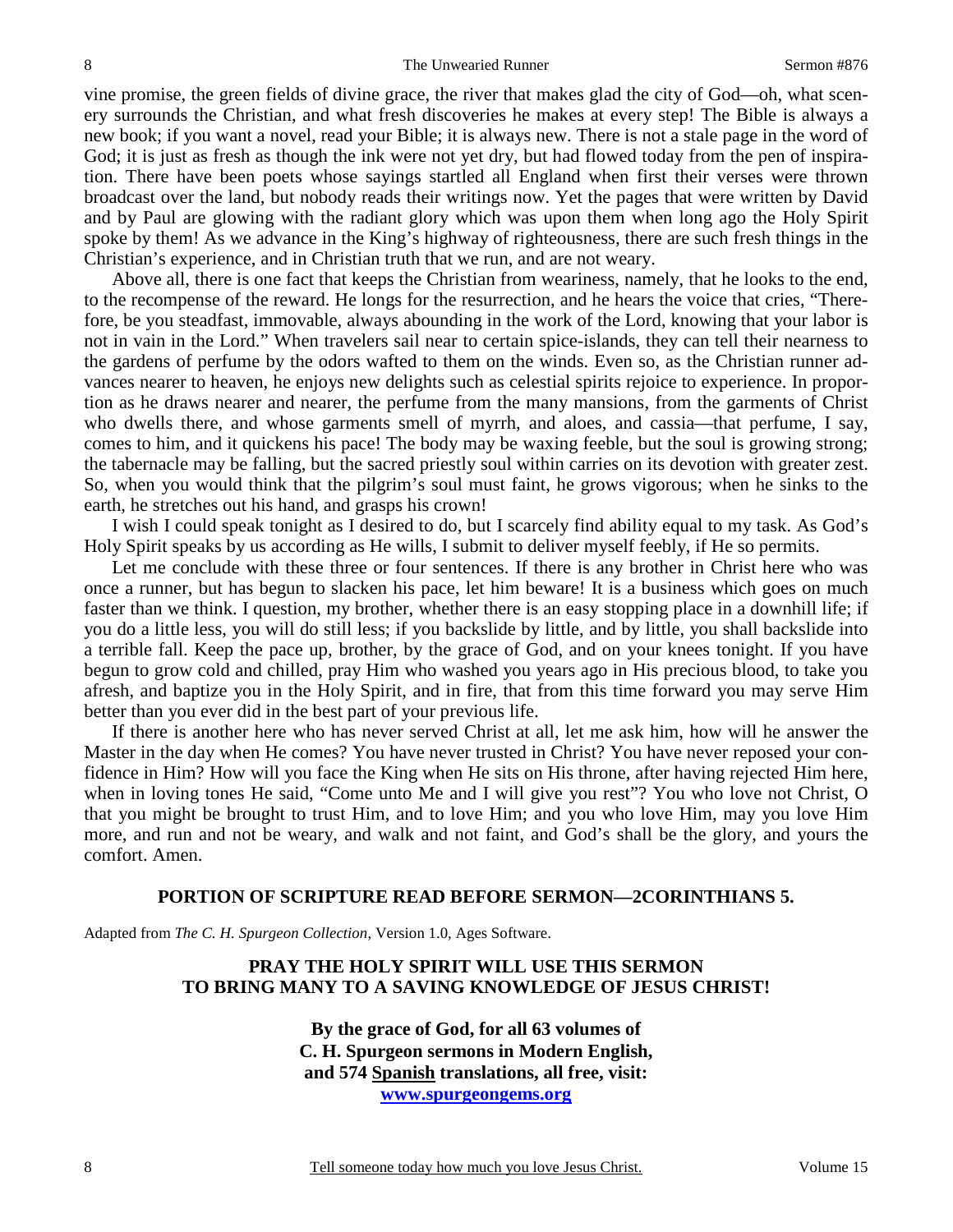vine promise, the green fields of divine grace, the river that makes glad the city of God—oh, what scenery surrounds the Christian, and what fresh discoveries he makes at every step! The Bible is always a new book; if you want a novel, read your Bible; it is always new. There is not a stale page in the word of God; it is just as fresh as though the ink were not yet dry, but had flowed today from the pen of inspiration. There have been poets whose sayings startled all England when first their verses were thrown broadcast over the land, but nobody reads their writings now. Yet the pages that were written by David and by Paul are glowing with the radiant glory which was upon them when long ago the Holy Spirit spoke by them! As we advance in the King's highway of righteousness, there are such fresh things in the Christian's experience, and in Christian truth that we run, and are not weary.

Above all, there is one fact that keeps the Christian from weariness, namely, that he looks to the end, to the recompense of the reward. He longs for the resurrection, and he hears the voice that cries, "Therefore, be you steadfast, immovable, always abounding in the work of the Lord, knowing that your labor is not in vain in the Lord." When travelers sail near to certain spice-islands, they can tell their nearness to the gardens of perfume by the odors wafted to them on the winds. Even so, as the Christian runner advances nearer to heaven, he enjoys new delights such as celestial spirits rejoice to experience. In proportion as he draws nearer and nearer, the perfume from the many mansions, from the garments of Christ who dwells there, and whose garments smell of myrrh, and aloes, and cassia—that perfume, I say, comes to him, and it quickens his pace! The body may be waxing feeble, but the soul is growing strong; the tabernacle may be falling, but the sacred priestly soul within carries on its devotion with greater zest. So, when you would think that the pilgrim's soul must faint, he grows vigorous; when he sinks to the earth, he stretches out his hand, and grasps his crown!

I wish I could speak tonight as I desired to do, but I scarcely find ability equal to my task. As God's Holy Spirit speaks by us according as He wills, I submit to deliver myself feebly, if He so permits.

Let me conclude with these three or four sentences. If there is any brother in Christ here who was once a runner, but has begun to slacken his pace, let him beware! It is a business which goes on much faster than we think. I question, my brother, whether there is an easy stopping place in a downhill life; if you do a little less, you will do still less; if you backslide by little, and by little, you shall backslide into a terrible fall. Keep the pace up, brother, by the grace of God, and on your knees tonight. If you have begun to grow cold and chilled, pray Him who washed you years ago in His precious blood, to take you afresh, and baptize you in the Holy Spirit, and in fire, that from this time forward you may serve Him better than you ever did in the best part of your previous life.

If there is another here who has never served Christ at all, let me ask him, how will he answer the Master in the day when He comes? You have never trusted in Christ? You have never reposed your confidence in Him? How will you face the King when He sits on His throne, after having rejected Him here, when in loving tones He said, "Come unto Me and I will give you rest"? You who love not Christ, O that you might be brought to trust Him, and to love Him; and you who love Him, may you love Him more, and run and not be weary, and walk and not faint, and God's shall be the glory, and yours the comfort. Amen.

**PORTION OF SCRIPTURE READ BEFORE SERMON—2CORINTHIANS 5.**

Adapted from *The C. H. Spurgeon Collection*, Version 1.0, Ages Software.

**PRAY THE HOLY SPIRIT WILL USE THIS SERMON TO BRING MANY TO A SAVING KNOWLEDGE OF JESUS CHRIST!**

**By the grace of God, for all 63 volumes of C. H. Spurgeon sermons in Modern English, and 574 Spanish translations, all free, visit: www.spurgeongems.org**